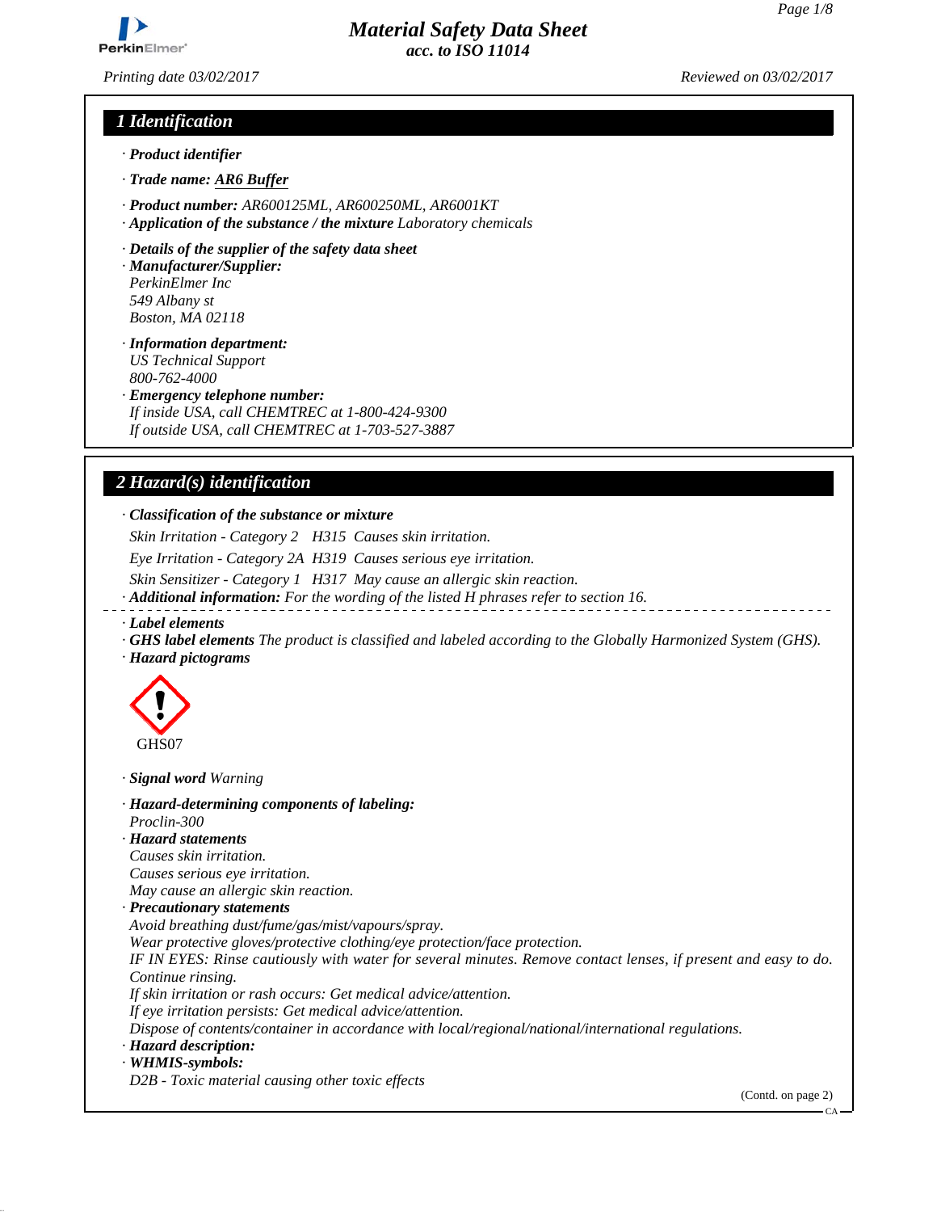# Material Safety Data Sheet
*acc. to ISO 11014*

*Printing date 03/02/2017* *Reviewed on 03/02/2017*

## 1 Identification

· **Product identifier**

· **Trade name: AR6 Buffer**

· **Product number:** AR600125ML, AR600250ML, AR6001KT
· **Application of the substance / the mixture** Laboratory chemicals

· **Details of the supplier of the safety data sheet**
· **Manufacturer/Supplier:**
PerkinElmer Inc
549 Albany st
Boston, MA 02118

· **Information department:**
US Technical Support
800-762-4000
· **Emergency telephone number:**
If inside USA, call CHEMTREC at 1-800-424-9300
If outside USA, call CHEMTREC at 1-703-527-3887

## 2 Hazard(s) identification

· **Classification of the substance or mixture**

Skin Irritation - Category 2 H315 Causes skin irritation.

Eye Irritation - Category 2A H319 Causes serious eye irritation.

Skin Sensitizer - Category 1 H317 May cause an allergic skin reaction.

· **Additional information:** For the wording of the listed H phrases refer to section 16.

· **Label elements**
· **GHS label elements** The product is classified and labeled according to the Globally Harmonized System (GHS).
· **Hazard pictograms**

GHS07

· **Signal word** Warning

· **Hazard-determining components of labeling:**
Proclin-300
· **Hazard statements**
Causes skin irritation.
Causes serious eye irritation.
May cause an allergic skin reaction.
· **Precautionary statements**
Avoid breathing dust/fume/gas/mist/vapours/spray.
Wear protective gloves/protective clothing/eye protection/face protection.
IF IN EYES: Rinse cautiously with water for several minutes. Remove contact lenses, if present and easy to do. Continue rinsing.
If skin irritation or rash occurs: Get medical advice/attention.
If eye irritation persists: Get medical advice/attention.
Dispose of contents/container in accordance with local/regional/national/international regulations.
· **Hazard description:**
· **WHMIS-symbols:**
D2B - Toxic material causing other toxic effects

(Contd. on page 2)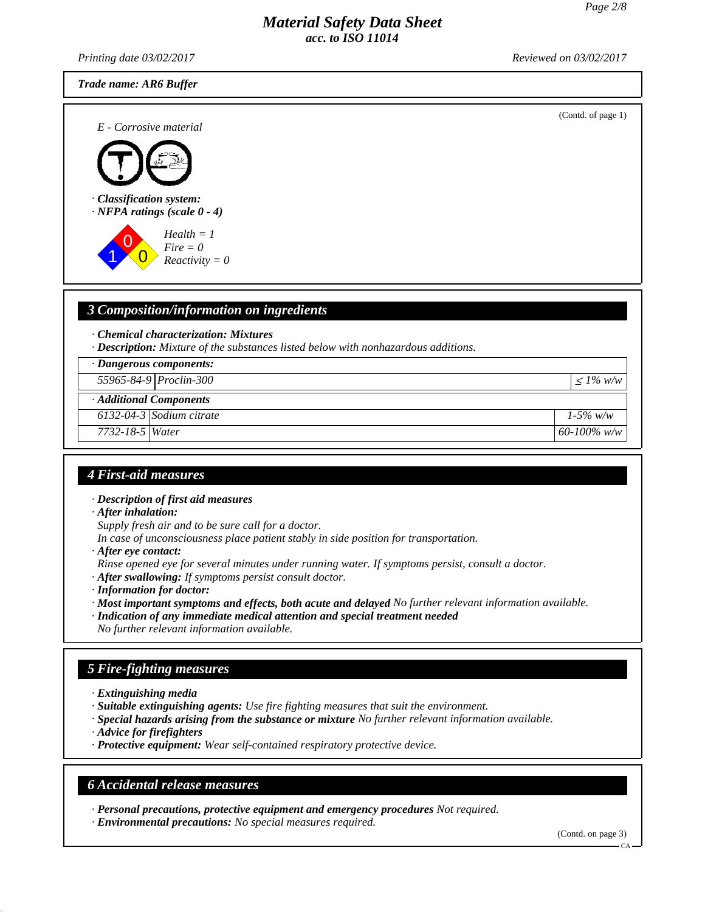**Trade name: AR6 Buffer**

(Contd. of page 1)

*E - Corrosive material*

· **Classification system:**
· **NFPA ratings (scale 0 - 4)**

*Health = 1*
*Fire = 0*
*Reactivity = 0*

## 3 Composition/information on ingredients

· **Chemical characterization: Mixtures**
· **Description:** Mixture of the substances listed below with nonhazardous additions.

| · **Dangerous components:** | | |
|---|---|---|
| 55965-84-9 | Proclin-300 | ≤ 1% w/w |
| · **Additional Components** | | |
| 6132-04-3 | Sodium citrate | 1-5% w/w |
| 7732-18-5 | Water | 60-100% w/w |

## 4 First-aid measures

· **Description of first aid measures**
· **After inhalation:**
Supply fresh air and to be sure call for a doctor.
In case of unconsciousness place patient stably in side position for transportation.
· **After eye contact:**
Rinse opened eye for several minutes under running water. If symptoms persist, consult a doctor.
· **After swallowing:** If symptoms persist consult doctor.
· **Information for doctor:**
· **Most important symptoms and effects, both acute and delayed** No further relevant information available.
· **Indication of any immediate medical attention and special treatment needed**
No further relevant information available.

## 5 Fire-fighting measures

· **Extinguishing media**
· **Suitable extinguishing agents:** Use fire fighting measures that suit the environment.
· **Special hazards arising from the substance or mixture** No further relevant information available.
· **Advice for firefighters**
· **Protective equipment:** Wear self-contained respiratory protective device.

## 6 Accidental release measures

· **Personal precautions, protective equipment and emergency procedures** Not required.
· **Environmental precautions:** No special measures required.

(Contd. on page 3)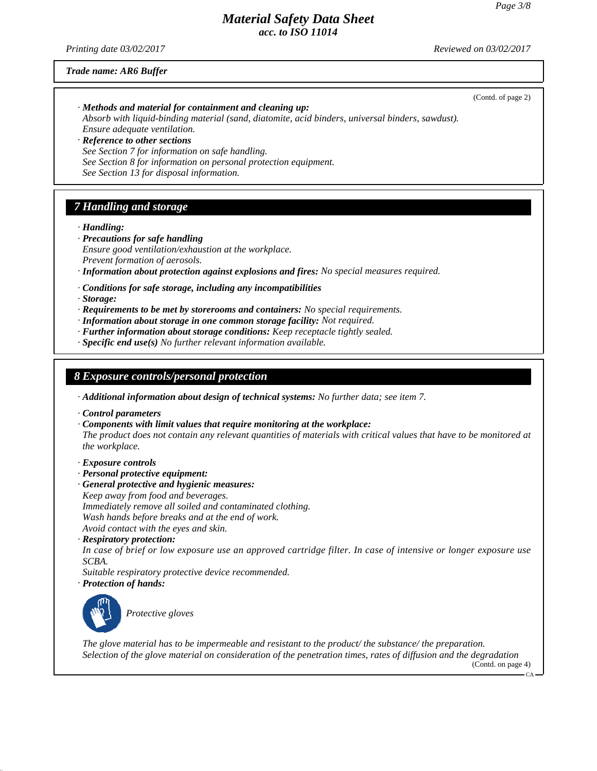**Trade name: AR6 Buffer**

(Contd. of page 2)

· **Methods and material for containment and cleaning up:**
Absorb with liquid-binding material (sand, diatomite, acid binders, universal binders, sawdust).
Ensure adequate ventilation.

· **Reference to other sections**
See Section 7 for information on safe handling.
See Section 8 for information on personal protection equipment.
See Section 13 for disposal information.

## 7 Handling and storage

· **Handling:**

· **Precautions for safe handling**
Ensure good ventilation/exhaustion at the workplace.
Prevent formation of aerosols.

· **Information about protection against explosions and fires:** No special measures required.

· **Conditions for safe storage, including any incompatibilities**

· **Storage:**

· **Requirements to be met by storerooms and containers:** No special requirements.

· **Information about storage in one common storage facility:** Not required.

· **Further information about storage conditions:** Keep receptacle tightly sealed.

· **Specific end use(s)** No further relevant information available.

## 8 Exposure controls/personal protection

· **Additional information about design of technical systems:** No further data; see item 7.

· **Control parameters**

· **Components with limit values that require monitoring at the workplace:**
The product does not contain any relevant quantities of materials with critical values that have to be monitored at the workplace.

· **Exposure controls**

· **Personal protective equipment:**

· **General protective and hygienic measures:**
Keep away from food and beverages.
Immediately remove all soiled and contaminated clothing.
Wash hands before breaks and at the end of work.
Avoid contact with the eyes and skin.

· **Respiratory protection:**
In case of brief or low exposure use an approved cartridge filter. In case of intensive or longer exposure use SCBA.
Suitable respiratory protective device recommended.

· **Protection of hands:**

Protective gloves

The glove material has to be impermeable and resistant to the product/ the substance/ the preparation.
Selection of the glove material on consideration of the penetration times, rates of diffusion and the degradation

(Contd. on page 4)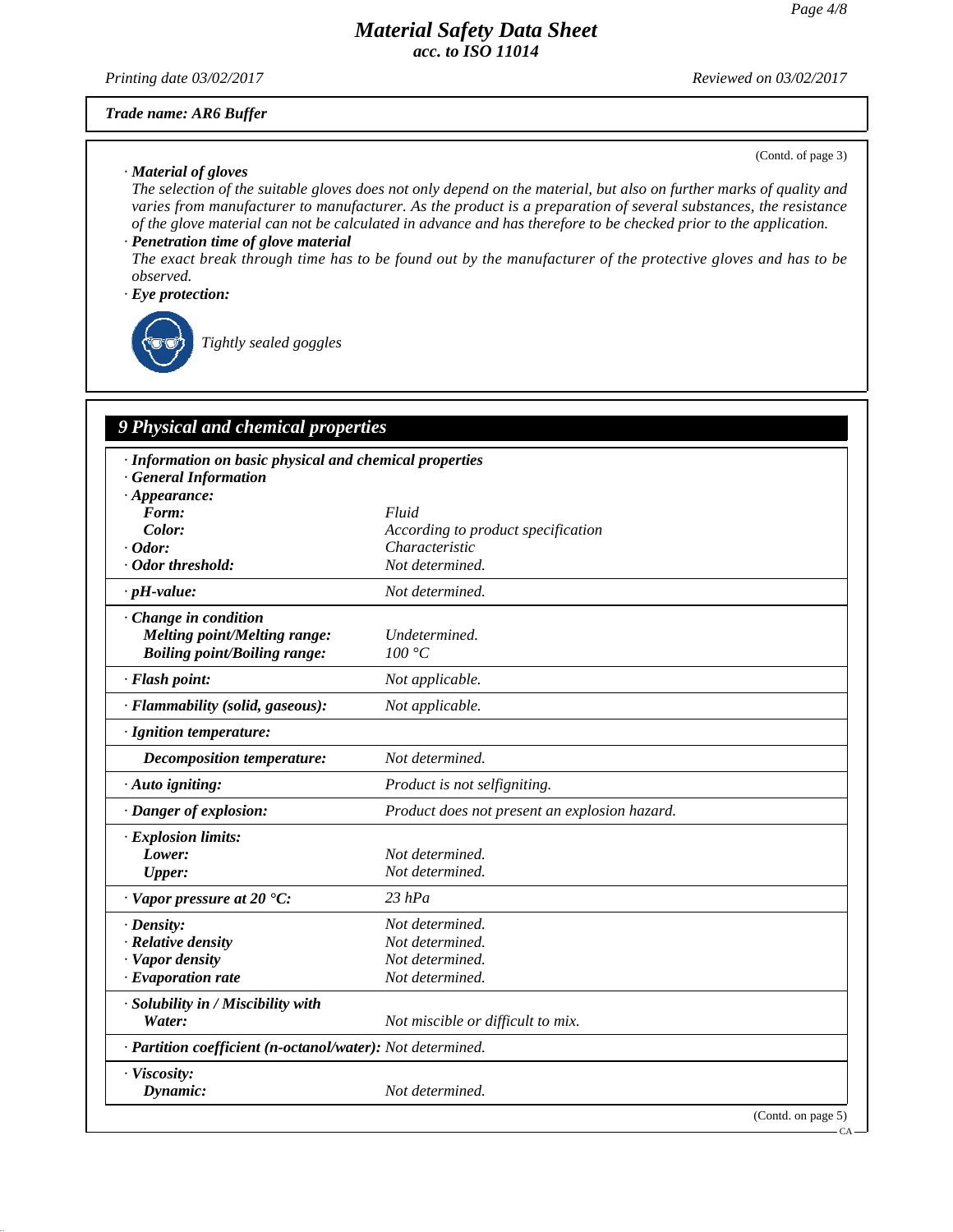**Trade name: AR6 Buffer**

(Contd. of page 3)

· **Material of gloves**
The selection of the suitable gloves does not only depend on the material, but also on further marks of quality and varies from manufacturer to manufacturer. As the product is a preparation of several substances, the resistance of the glove material can not be calculated in advance and has therefore to be checked prior to the application.

· **Penetration time of glove material**
The exact break through time has to be found out by the manufacturer of the protective gloves and has to be observed.

· **Eye protection:**

Tightly sealed goggles

## 9 Physical and chemical properties

| | |
|---|---|
| **· Information on basic physical and chemical properties** | |
| **· General Information** | |
| **· Appearance:** | |
| **Form:** | Fluid |
| **Color:** | According to product specification |
| **· Odor:** | Characteristic |
| **· Odor threshold:** | Not determined. |
| **· pH-value:** | Not determined. |
| **· Change in condition** | |
| **Melting point/Melting range:** | Undetermined. |
| **Boiling point/Boiling range:** | 100 °C |
| **· Flash point:** | Not applicable. |
| **· Flammability (solid, gaseous):** | Not applicable. |
| **· Ignition temperature:** | |
| **Decomposition temperature:** | Not determined. |
| **· Auto igniting:** | Product is not selfigniting. |
| **· Danger of explosion:** | Product does not present an explosion hazard. |
| **· Explosion limits:** | |
| **Lower:** | Not determined. |
| **Upper:** | Not determined. |
| **· Vapor pressure at 20 °C:** | 23 hPa |
| **· Density:** | Not determined. |
| **· Relative density** | Not determined. |
| **· Vapor density** | Not determined. |
| **· Evaporation rate** | Not determined. |
| **· Solubility in / Miscibility with** | |
| **Water:** | Not miscible or difficult to mix. |
| **· Partition coefficient (n-octanol/water):** | Not determined. |
| **· Viscosity:** | |
| **Dynamic:** | Not determined. |

(Contd. on page 5)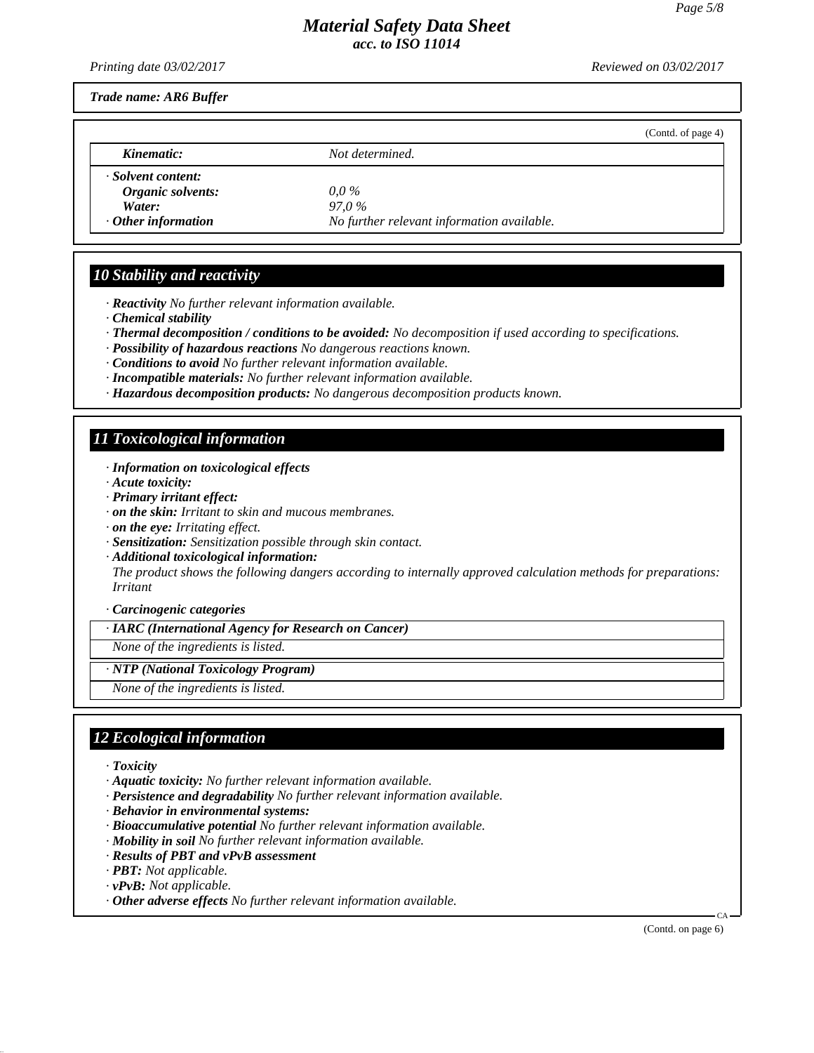*Trade name: AR6 Buffer*

(Contd. of page 4)

| | |
|---|---|
| *Kinematic:* | *Not determined.* |
| *· Solvent content:* | |
| *Organic solvents:* | *0,0 %* |
| *Water:* | *97,0 %* |
| *· Other information* | *No further relevant information available.* |

## 10 Stability and reactivity

- ***Reactivity*** *No further relevant information available.*
- ***Chemical stability***
- ***Thermal decomposition / conditions to be avoided:*** *No decomposition if used according to specifications.*
- ***Possibility of hazardous reactions*** *No dangerous reactions known.*
- ***Conditions to avoid*** *No further relevant information available.*
- ***Incompatible materials:*** *No further relevant information available.*
- ***Hazardous decomposition products:*** *No dangerous decomposition products known.*

## 11 Toxicological information

- ***Information on toxicological effects***
- ***Acute toxicity:***
- ***Primary irritant effect:***
- ***on the skin:*** *Irritant to skin and mucous membranes.*
- ***on the eye:*** *Irritating effect.*
- ***Sensitization:*** *Sensitization possible through skin contact.*
- ***Additional toxicological information:***

  *The product shows the following dangers according to internally approved calculation methods for preparations: Irritant*

- ***Carcinogenic categories***

| *· IARC (International Agency for Research on Cancer)* |
|---|
| *None of the ingredients is listed.* |

| *· NTP (National Toxicology Program)* |
|---|
| *None of the ingredients is listed.* |

## 12 Ecological information

- ***Toxicity***
- ***Aquatic toxicity:*** *No further relevant information available.*
- ***Persistence and degradability*** *No further relevant information available.*
- ***Behavior in environmental systems:***
- ***Bioaccumulative potential*** *No further relevant information available.*
- ***Mobility in soil*** *No further relevant information available.*
- ***Results of PBT and vPvB assessment***
- ***PBT:*** *Not applicable.*
- ***vPvB:*** *Not applicable.*
- ***Other adverse effects*** *No further relevant information available.*

(Contd. on page 6)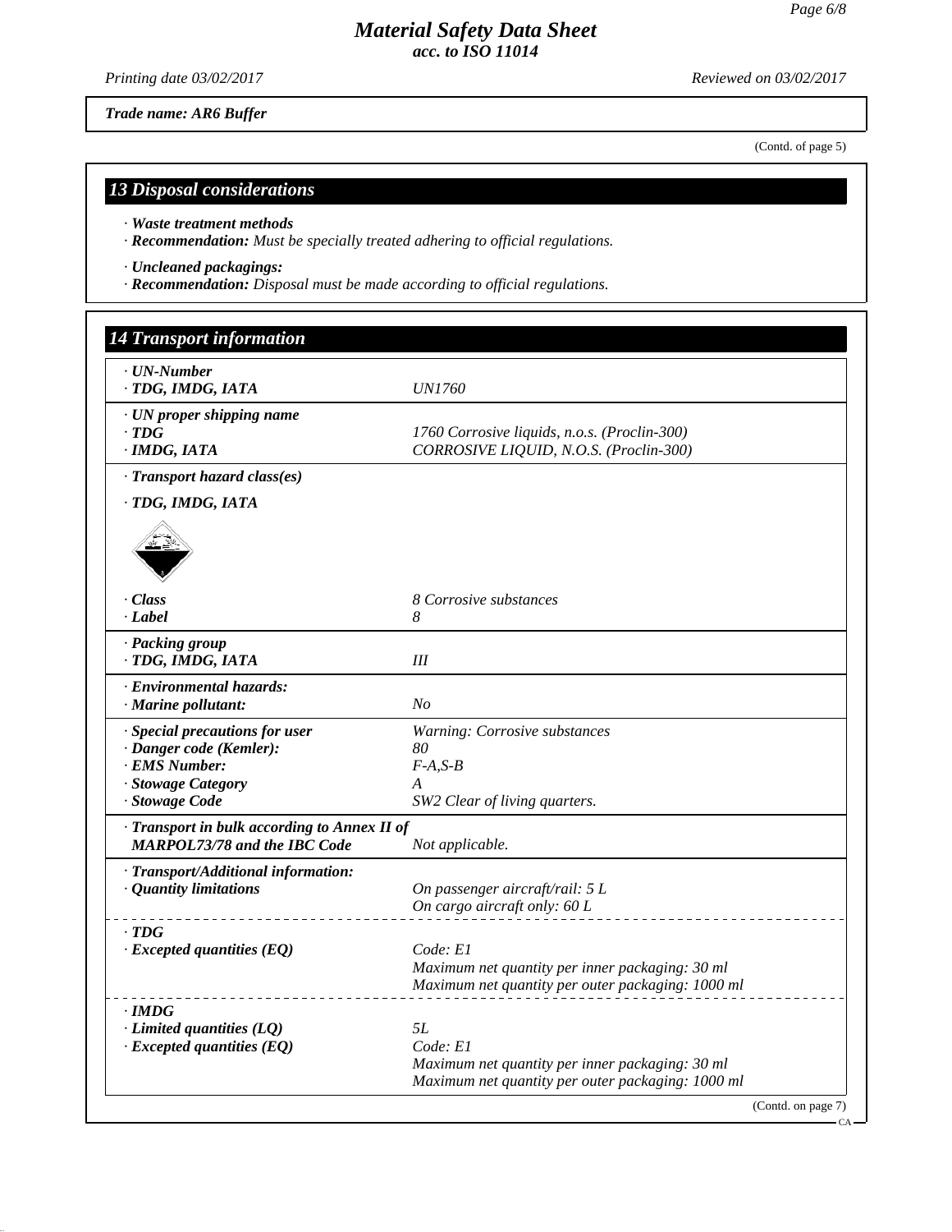*Trade name: AR6 Buffer*

(Contd. of page 5)

## 13 Disposal considerations

· ***Waste treatment methods***
· ***Recommendation:*** *Must be specially treated adhering to official regulations.*

· ***Uncleaned packagings:***
· ***Recommendation:*** *Disposal must be made according to official regulations.*

## 14 Transport information

| | |
|---|---|
| · ***UN-Number*** | |
| · ***TDG, IMDG, IATA*** | *UN1760* |
| · ***UN proper shipping name*** | |
| · ***TDG*** | *1760 Corrosive liquids, n.o.s. (Proclin-300)* |
| · ***IMDG, IATA*** | *CORROSIVE LIQUID, N.O.S. (Proclin-300)* |
| · ***Transport hazard class(es)*** | |
| · ***TDG, IMDG, IATA*** | |
| · ***Class*** | *8 Corrosive substances* |
| · ***Label*** | *8* |
| · ***Packing group*** | |
| · ***TDG, IMDG, IATA*** | *III* |
| · ***Environmental hazards:*** | |
| · ***Marine pollutant:*** | *No* |
| · ***Special precautions for user*** | *Warning: Corrosive substances* |
| · ***Danger code (Kemler):*** | *80* |
| · ***EMS Number:*** | *F-A,S-B* |
| · ***Stowage Category*** | *A* |
| · ***Stowage Code*** | *SW2 Clear of living quarters.* |
| · ***Transport in bulk according to Annex II of MARPOL73/78 and the IBC Code*** | *Not applicable.* |
| · ***Transport/Additional information:*** | |
| · ***Quantity limitations*** | *On passenger aircraft/rail: 5 L*<br>*On cargo aircraft only: 60 L* |
| · ***TDG*** | |
| · ***Excepted quantities (EQ)*** | *Code: E1*<br>*Maximum net quantity per inner packaging: 30 ml*<br>*Maximum net quantity per outer packaging: 1000 ml* |
| · ***IMDG*** | |
| · ***Limited quantities (LQ)*** | *5L* |
| · ***Excepted quantities (EQ)*** | *Code: E1*<br>*Maximum net quantity per inner packaging: 30 ml*<br>*Maximum net quantity per outer packaging: 1000 ml* |

(Contd. on page 7)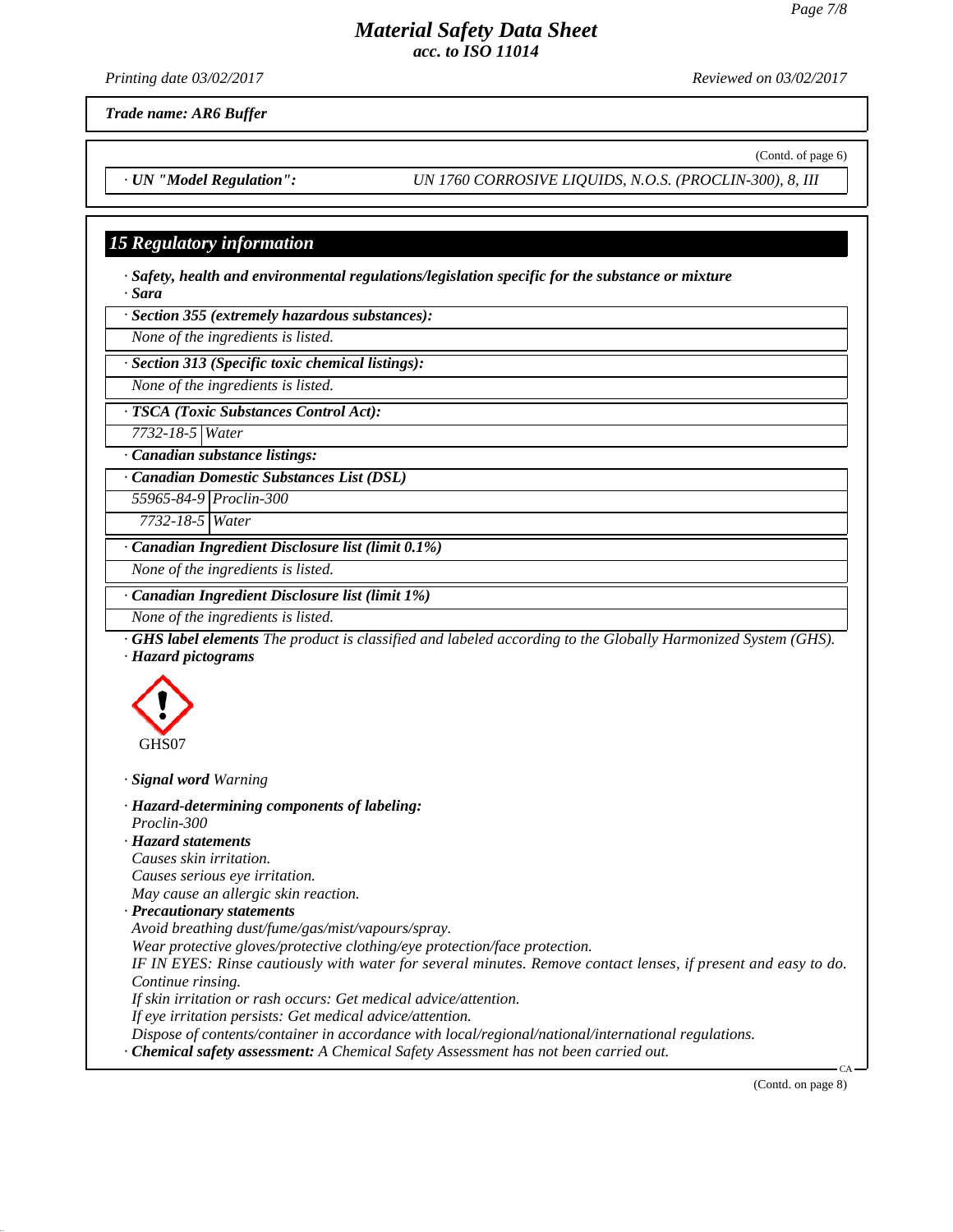*Trade name: AR6 Buffer*

(Contd. of page 6)

| · **UN "Model Regulation":** | UN 1760 CORROSIVE LIQUIDS, N.O.S. (PROCLIN-300), 8, III |
| --- | --- |

## 15 Regulatory information

· ***Safety, health and environmental regulations/legislation specific for the substance or mixture***
· ***Sara***

· ***Section 355 (extremely hazardous substances):***

*None of the ingredients is listed.*

· ***Section 313 (Specific toxic chemical listings):***

*None of the ingredients is listed.*

· ***TSCA (Toxic Substances Control Act):***

| 7732-18-5 | Water |
| --- | --- |

· ***Canadian substance listings:***

· ***Canadian Domestic Substances List (DSL)***

| 55965-84-9 | Proclin-300 |
| --- | --- |
| 7732-18-5 | Water |

· ***Canadian Ingredient Disclosure list (limit 0.1%)***

*None of the ingredients is listed.*

· ***Canadian Ingredient Disclosure list (limit 1%)***

*None of the ingredients is listed.*

· ***GHS label elements*** *The product is classified and labeled according to the Globally Harmonized System (GHS).*
· ***Hazard pictograms***

GHS07

· ***Signal word*** *Warning*

· ***Hazard-determining components of labeling:***
*Proclin-300*
· ***Hazard statements***
*Causes skin irritation.*
*Causes serious eye irritation.*
*May cause an allergic skin reaction.*
· ***Precautionary statements***
*Avoid breathing dust/fume/gas/mist/vapours/spray.*
*Wear protective gloves/protective clothing/eye protection/face protection.*
*IF IN EYES: Rinse cautiously with water for several minutes. Remove contact lenses, if present and easy to do. Continue rinsing.*
*If skin irritation or rash occurs: Get medical advice/attention.*
*If eye irritation persists: Get medical advice/attention.*
*Dispose of contents/container in accordance with local/regional/national/international regulations.*
· ***Chemical safety assessment:*** *A Chemical Safety Assessment has not been carried out.*

(Contd. on page 8)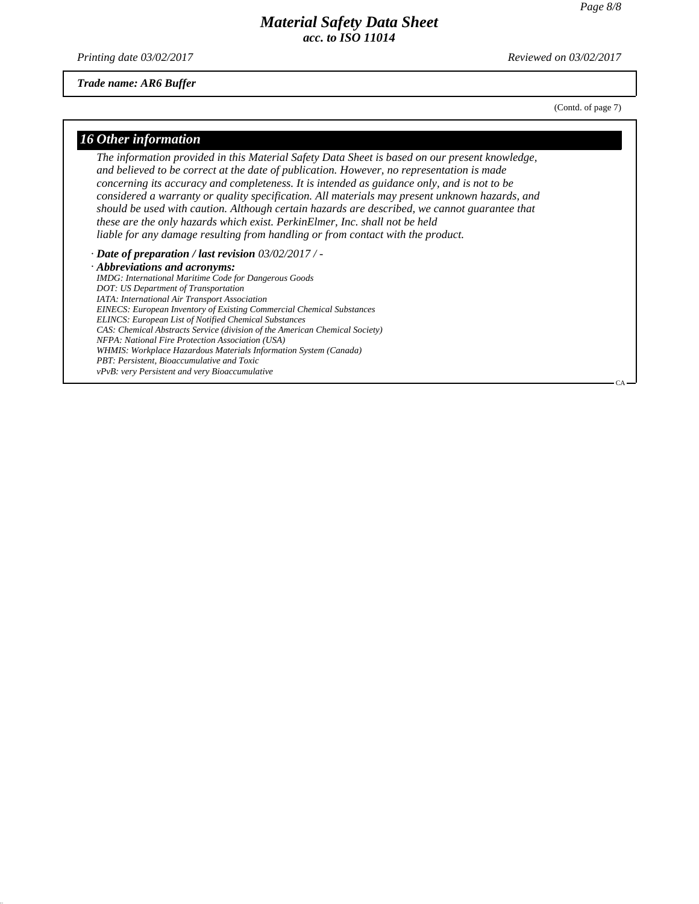*Trade name: AR6 Buffer*

(Contd. of page 7)

## *16 Other information*

*The information provided in this Material Safety Data Sheet is based on our present knowledge, and believed to be correct at the date of publication. However, no representation is made concerning its accuracy and completeness. It is intended as guidance only, and is not to be considered a warranty or quality specification. All materials may present unknown hazards, and should be used with caution. Although certain hazards are described, we cannot guarantee that these are the only hazards which exist. PerkinElmer, Inc. shall not be held liable for any damage resulting from handling or from contact with the product.*

· ***Date of preparation / last revision*** *03/02/2017 / -*

· ***Abbreviations and acronyms:***

*IMDG: International Maritime Code for Dangerous Goods*
*DOT: US Department of Transportation*
*IATA: International Air Transport Association*
*EINECS: European Inventory of Existing Commercial Chemical Substances*
*ELINCS: European List of Notified Chemical Substances*
*CAS: Chemical Abstracts Service (division of the American Chemical Society)*
*NFPA: National Fire Protection Association (USA)*
*WHMIS: Workplace Hazardous Materials Information System (Canada)*
*PBT: Persistent, Bioaccumulative and Toxic*
*vPvB: very Persistent and very Bioaccumulative*

CA